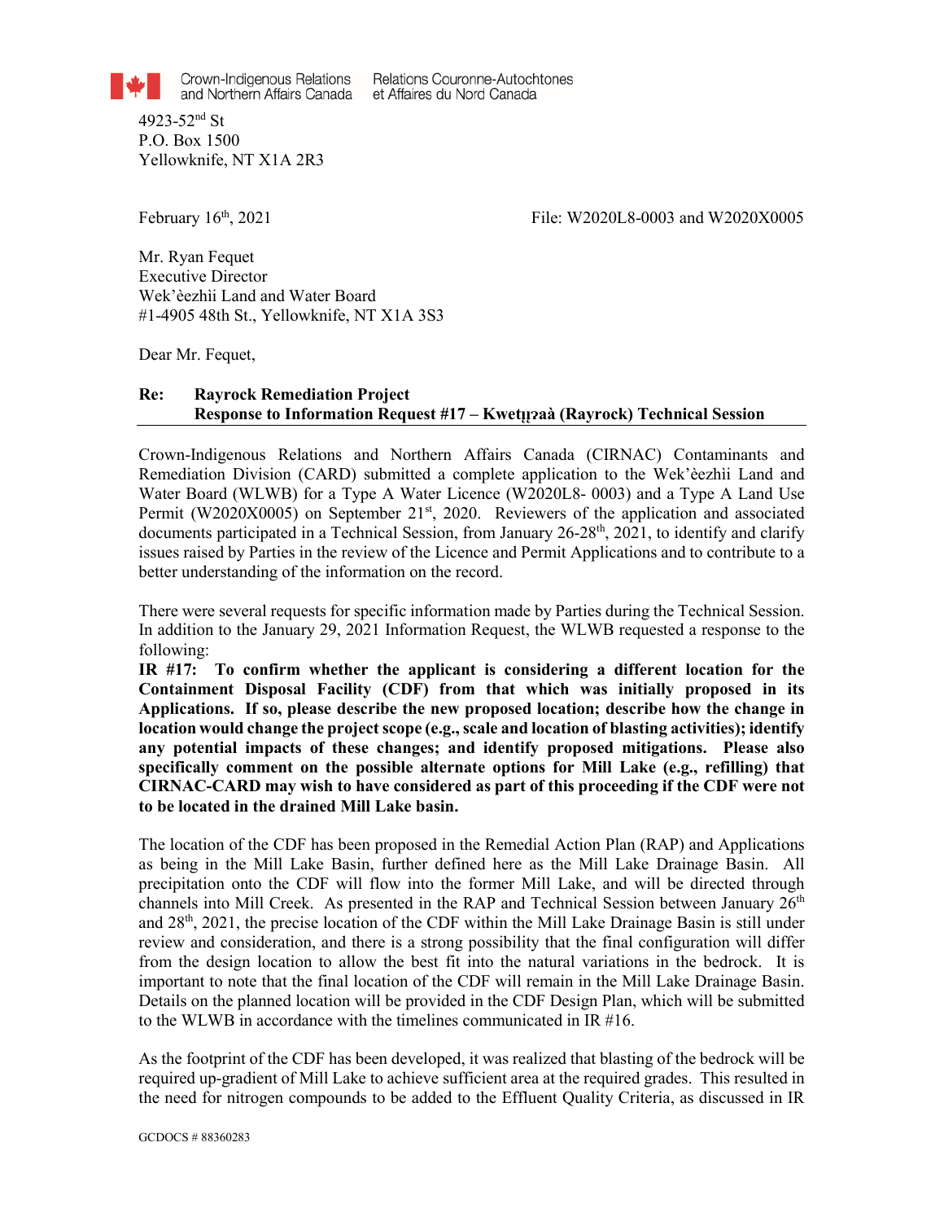Crown-Indigenous Relations and Northern Affairs Canada    Relations Couronne-Autochtones et Affaires du Nord Canada

4923-52nd St
P.O. Box 1500
Yellowknife, NT X1A 2R3

February 16th, 2021    File: W2020L8-0003 and W2020X0005

Mr. Ryan Fequet
Executive Director
Wek'èezhìi Land and Water Board
#1-4905 48th St., Yellowknife, NT X1A 3S3

Dear Mr. Fequet,

**Re: Rayrock Remediation Project**
**Response to Information Request #17 – Kwetı̨ı̨ʔaà (Rayrock) Technical Session**

Crown-Indigenous Relations and Northern Affairs Canada (CIRNAC) Contaminants and Remediation Division (CARD) submitted a complete application to the Wek'èezhìi Land and Water Board (WLWB) for a Type A Water Licence (W2020L8- 0003) and a Type A Land Use Permit (W2020X0005) on September 21st, 2020. Reviewers of the application and associated documents participated in a Technical Session, from January 26-28th, 2021, to identify and clarify issues raised by Parties in the review of the Licence and Permit Applications and to contribute to a better understanding of the information on the record.

There were several requests for specific information made by Parties during the Technical Session. In addition to the January 29, 2021 Information Request, the WLWB requested a response to the following:

**IR #17: To confirm whether the applicant is considering a different location for the Containment Disposal Facility (CDF) from that which was initially proposed in its Applications. If so, please describe the new proposed location; describe how the change in location would change the project scope (e.g., scale and location of blasting activities); identify any potential impacts of these changes; and identify proposed mitigations. Please also specifically comment on the possible alternate options for Mill Lake (e.g., refilling) that CIRNAC-CARD may wish to have considered as part of this proceeding if the CDF were not to be located in the drained Mill Lake basin.**

The location of the CDF has been proposed in the Remedial Action Plan (RAP) and Applications as being in the Mill Lake Basin, further defined here as the Mill Lake Drainage Basin. All precipitation onto the CDF will flow into the former Mill Lake, and will be directed through channels into Mill Creek. As presented in the RAP and Technical Session between January 26th and 28th, 2021, the precise location of the CDF within the Mill Lake Drainage Basin is still under review and consideration, and there is a strong possibility that the final configuration will differ from the design location to allow the best fit into the natural variations in the bedrock. It is important to note that the final location of the CDF will remain in the Mill Lake Drainage Basin. Details on the planned location will be provided in the CDF Design Plan, which will be submitted to the WLWB in accordance with the timelines communicated in IR #16.

As the footprint of the CDF has been developed, it was realized that blasting of the bedrock will be required up-gradient of Mill Lake to achieve sufficient area at the required grades. This resulted in the need for nitrogen compounds to be added to the Effluent Quality Criteria, as discussed in IR

GCDOCS # 88360283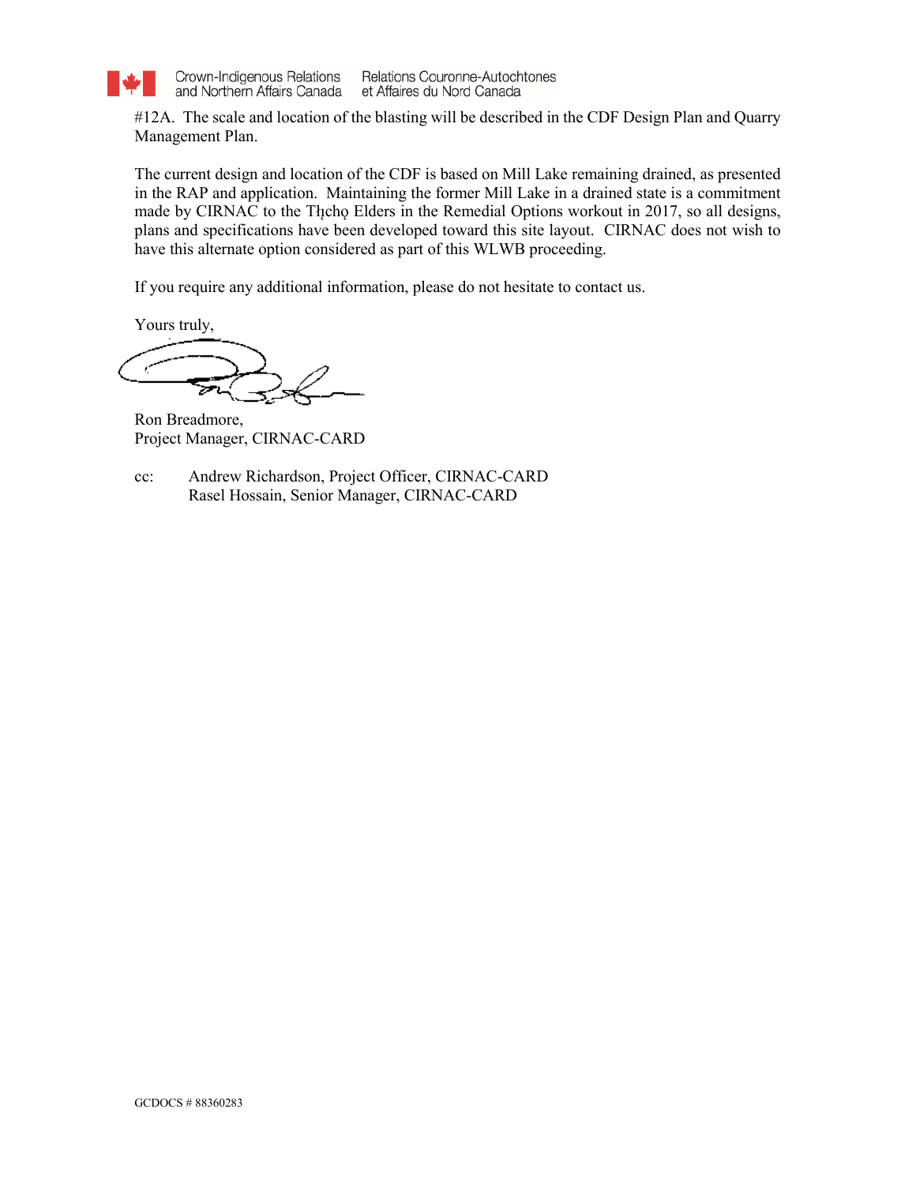#12A. The scale and location of the blasting will be described in the CDF Design Plan and Quarry Management Plan.

The current design and location of the CDF is based on Mill Lake remaining drained, as presented in the RAP and application. Maintaining the former Mill Lake in a drained state is a commitment made by CIRNAC to the Tłı̨chǫ Elders in the Remedial Options workout in 2017, so all designs, plans and specifications have been developed toward this site layout. CIRNAC does not wish to have this alternate option considered as part of this WLWB proceeding.

If you require any additional information, please do not hesitate to contact us.

Yours truly,

Ron Breadmore,
Project Manager, CIRNAC-CARD

cc: Andrew Richardson, Project Officer, CIRNAC-CARD
Rasel Hossain, Senior Manager, CIRNAC-CARD

GCDOCS # 88360283